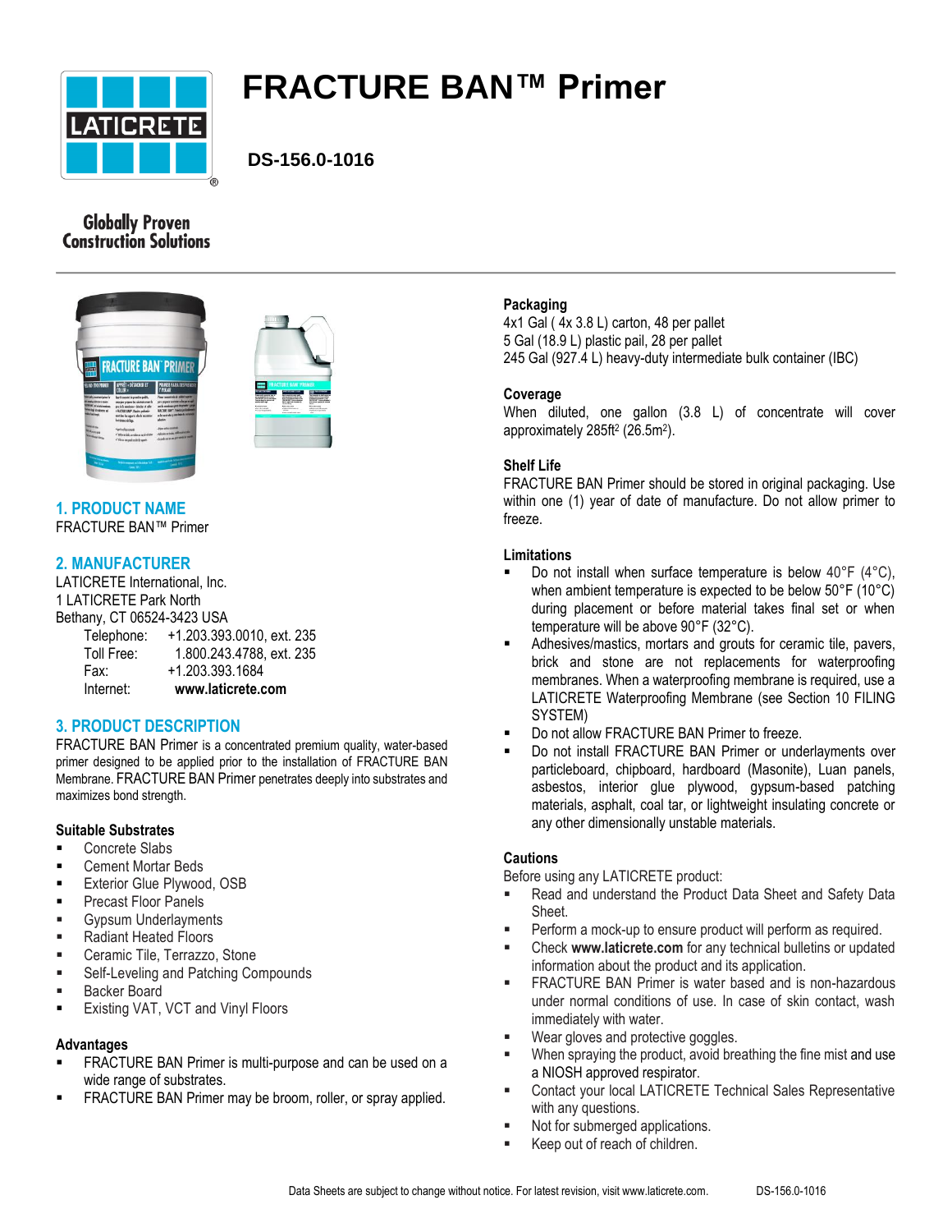# FRACTURE BAN™ Primer

**DS-156.0-1016**

Globally Proven Construction Solutions

## 1. PRODUCT NAME

FRACTURE BAN™ Primer

## 2. MANUFACTURER

LATICRETE International, Inc.
1 LATICRETE Park North
Bethany, CT 06524-3423 USA

| | |
|---|---|
| Telephone: | +1.203.393.0010, ext. 235 |
| Toll Free: | 1.800.243.4788, ext. 235 |
| Fax: | +1.203.393.1684 |
| Internet: | **www.laticrete.com** |

## 3. PRODUCT DESCRIPTION

FRACTURE BAN Primer is a concentrated premium quality, water-based primer designed to be applied prior to the installation of FRACTURE BAN Membrane. FRACTURE BAN Primer penetrates deeply into substrates and maximizes bond strength.

### Suitable Substrates

- Concrete Slabs
- Cement Mortar Beds
- Exterior Glue Plywood, OSB
- Precast Floor Panels
- Gypsum Underlayments
- Radiant Heated Floors
- Ceramic Tile, Terrazzo, Stone
- Self-Leveling and Patching Compounds
- Backer Board
- Existing VAT, VCT and Vinyl Floors

### Advantages

- FRACTURE BAN Primer is multi-purpose and can be used on a wide range of substrates.
- FRACTURE BAN Primer may be broom, roller, or spray applied.

### Packaging

4x1 Gal ( 4x 3.8 L) carton, 48 per pallet
5 Gal (18.9 L) plastic pail, 28 per pallet
245 Gal (927.4 L) heavy-duty intermediate bulk container (IBC)

### Coverage

When diluted, one gallon (3.8 L) of concentrate will cover approximately 285ft² (26.5m²).

### Shelf Life

FRACTURE BAN Primer should be stored in original packaging. Use within one (1) year of date of manufacture. Do not allow primer to freeze.

### Limitations

- Do not install when surface temperature is below 40°F (4°C), when ambient temperature is expected to be below 50°F (10°C) during placement or before material takes final set or when temperature will be above 90°F (32°C).
- Adhesives/mastics, mortars and grouts for ceramic tile, pavers, brick and stone are not replacements for waterproofing membranes. When a waterproofing membrane is required, use a LATICRETE Waterproofing Membrane (see Section 10 FILING SYSTEM)
- Do not allow FRACTURE BAN Primer to freeze.
- Do not install FRACTURE BAN Primer or underlayments over particleboard, chipboard, hardboard (Masonite), Luan panels, asbestos, interior glue plywood, gypsum-based patching materials, asphalt, coal tar, or lightweight insulating concrete or any other dimensionally unstable materials.

### Cautions

Before using any LATICRETE product:

- Read and understand the Product Data Sheet and Safety Data Sheet.
- Perform a mock-up to ensure product will perform as required.
- Check **www.laticrete.com** for any technical bulletins or updated information about the product and its application.
- FRACTURE BAN Primer is water based and is non-hazardous under normal conditions of use. In case of skin contact, wash immediately with water.
- Wear gloves and protective goggles.
- When spraying the product, avoid breathing the fine mist and use a NIOSH approved respirator.
- Contact your local LATICRETE Technical Sales Representative with any questions.
- Not for submerged applications.
- Keep out of reach of children.

Data Sheets are subject to change without notice. For latest revision, visit www.laticrete.com.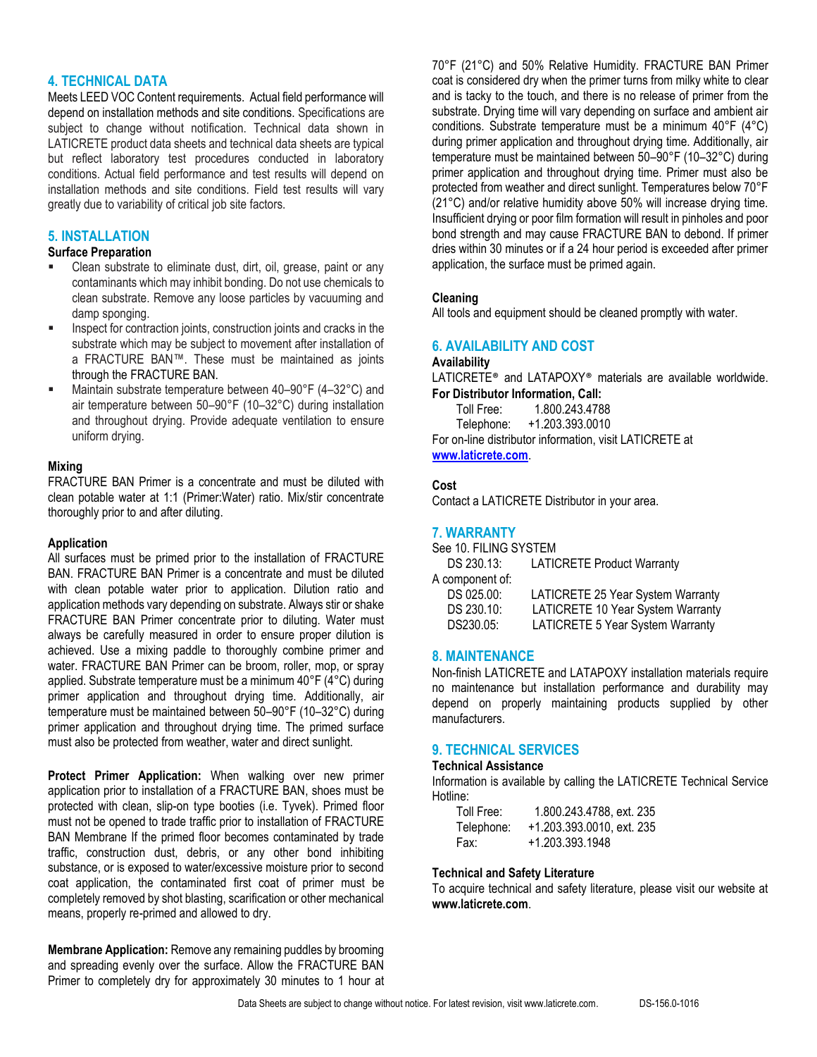## 4. TECHNICAL DATA

Meets LEED VOC Content requirements. Actual field performance will depend on installation methods and site conditions. Specifications are subject to change without notification. Technical data shown in LATICRETE product data sheets and technical data sheets are typical but reflect laboratory test procedures conducted in laboratory conditions. Actual field performance and test results will depend on installation methods and site conditions. Field test results will vary greatly due to variability of critical job site factors.

## 5. INSTALLATION

### Surface Preparation

- Clean substrate to eliminate dust, dirt, oil, grease, paint or any contaminants which may inhibit bonding. Do not use chemicals to clean substrate. Remove any loose particles by vacuuming and damp sponging.
- Inspect for contraction joints, construction joints and cracks in the substrate which may be subject to movement after installation of a FRACTURE BAN™. These must be maintained as joints through the FRACTURE BAN.
- Maintain substrate temperature between 40–90°F (4–32°C) and air temperature between 50–90°F (10–32°C) during installation and throughout drying. Provide adequate ventilation to ensure uniform drying.

### Mixing

FRACTURE BAN Primer is a concentrate and must be diluted with clean potable water at 1:1 (Primer:Water) ratio. Mix/stir concentrate thoroughly prior to and after diluting.

### Application

All surfaces must be primed prior to the installation of FRACTURE BAN. FRACTURE BAN Primer is a concentrate and must be diluted with clean potable water prior to application. Dilution ratio and application methods vary depending on substrate. Always stir or shake FRACTURE BAN Primer concentrate prior to diluting. Water must always be carefully measured in order to ensure proper dilution is achieved. Use a mixing paddle to thoroughly combine primer and water. FRACTURE BAN Primer can be broom, roller, mop, or spray applied. Substrate temperature must be a minimum 40°F (4°C) during primer application and throughout drying time. Additionally, air temperature must be maintained between 50–90°F (10–32°C) during primer application and throughout drying time. The primed surface must also be protected from weather, water and direct sunlight.

**Protect Primer Application:** When walking over new primer application prior to installation of a FRACTURE BAN, shoes must be protected with clean, slip-on type booties (i.e. Tyvek). Primed floor must not be opened to trade traffic prior to installation of FRACTURE BAN Membrane If the primed floor becomes contaminated by trade traffic, construction dust, debris, or any other bond inhibiting substance, or is exposed to water/excessive moisture prior to second coat application, the contaminated first coat of primer must be completely removed by shot blasting, scarification or other mechanical means, properly re-primed and allowed to dry.

**Membrane Application:** Remove any remaining puddles by brooming and spreading evenly over the surface. Allow the FRACTURE BAN Primer to completely dry for approximately 30 minutes to 1 hour at 70°F (21°C) and 50% Relative Humidity. FRACTURE BAN Primer coat is considered dry when the primer turns from milky white to clear and is tacky to the touch, and there is no release of primer from the substrate. Drying time will vary depending on surface and ambient air conditions. Substrate temperature must be a minimum 40°F (4°C) during primer application and throughout drying time. Additionally, air temperature must be maintained between 50–90°F (10–32°C) during primer application and throughout drying time. Primer must also be protected from weather and direct sunlight. Temperatures below 70°F (21°C) and/or relative humidity above 50% will increase drying time. Insufficient drying or poor film formation will result in pinholes and poor bond strength and may cause FRACTURE BAN to debond. If primer dries within 30 minutes or if a 24 hour period is exceeded after primer application, the surface must be primed again.

### Cleaning

All tools and equipment should be cleaned promptly with water.

## 6. AVAILABILITY AND COST

### Availability

LATICRETE® and LATAPOXY® materials are available worldwide.

**For Distributor Information, Call:**

Toll Free: 1.800.243.4788
Telephone: +1.203.393.0010

For on-line distributor information, visit LATICRETE at [www.laticrete.com](http://www.laticrete.com).

### Cost

Contact a LATICRETE Distributor in your area.

## 7. WARRANTY

See 10. FILING SYSTEM

DS 230.13: LATICRETE Product Warranty

A component of:

DS 025.00: LATICRETE 25 Year System Warranty
DS 230.10: LATICRETE 10 Year System Warranty
DS230.05: LATICRETE 5 Year System Warranty

## 8. MAINTENANCE

Non-finish LATICRETE and LATAPOXY installation materials require no maintenance but installation performance and durability may depend on properly maintaining products supplied by other manufacturers.

## 9. TECHNICAL SERVICES

### Technical Assistance

Information is available by calling the LATICRETE Technical Service Hotline:

Toll Free: 1.800.243.4788, ext. 235
Telephone: +1.203.393.0010, ext. 235
Fax: +1.203.393.1948

### Technical and Safety Literature

To acquire technical and safety literature, please visit our website at **www.laticrete.com**.

Data Sheets are subject to change without notice. For latest revision, visit www.laticrete.com. DS-156.0-1016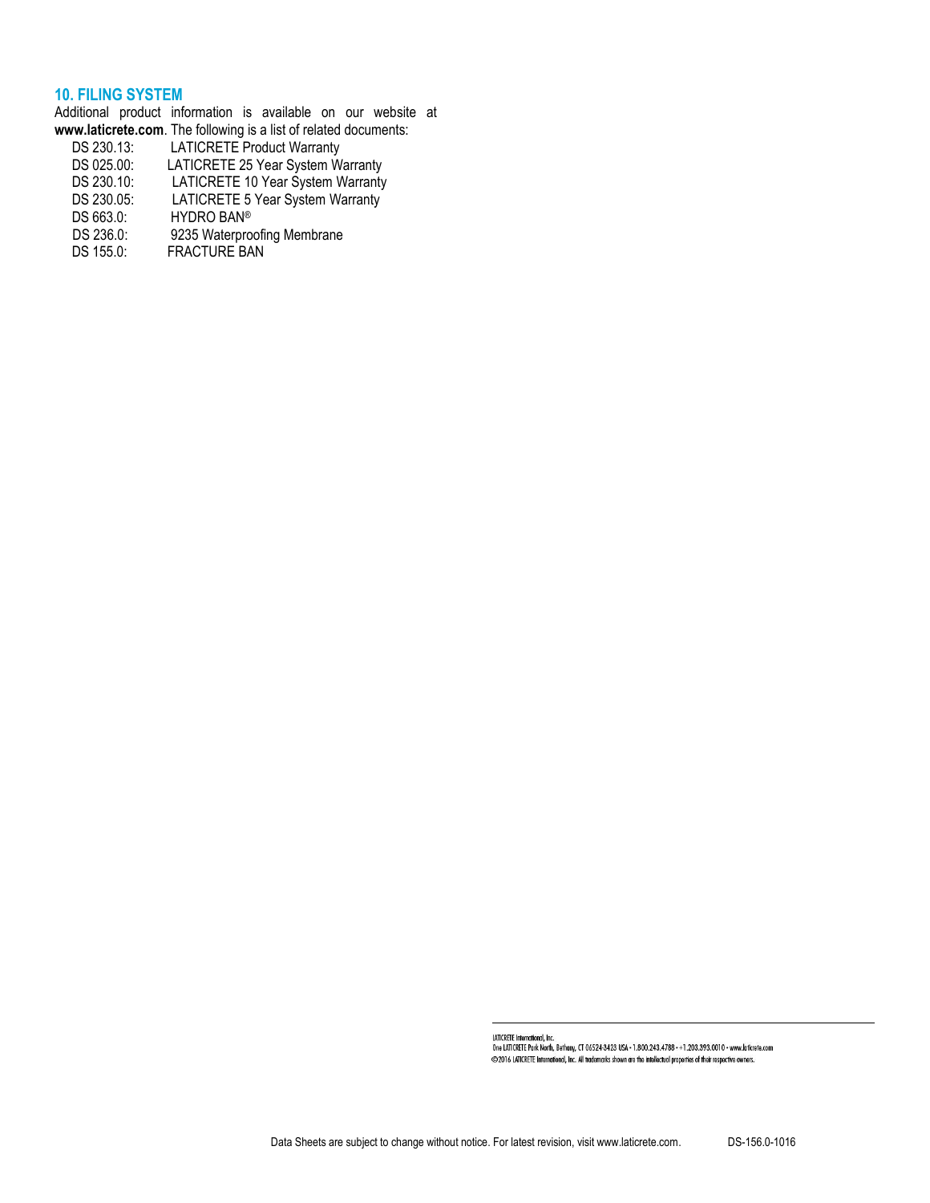## 10. FILING SYSTEM

Additional product information is available on our website at **www.laticrete.com**. The following is a list of related documents:

| | |
|---|---|
| DS 230.13: | LATICRETE Product Warranty |
| DS 025.00: | LATICRETE 25 Year System Warranty |
| DS 230.10: | LATICRETE 10 Year System Warranty |
| DS 230.05: | LATICRETE 5 Year System Warranty |
| DS 663.0: | HYDRO BAN® |
| DS 236.0: | 9235 Waterproofing Membrane |
| DS 155.0: | FRACTURE BAN |

LATICRETE International, Inc.
One LATICRETE Park North, Bethany, CT 06524-3423 USA • 1.800.243.4788 • +1.203.393.0010 • www.laticrete.com
©2016 LATICRETE International, Inc. All trademarks shown are the intellectual properties of their respective owners.

Data Sheets are subject to change without notice. For latest revision, visit www.laticrete.com. DS-156.0-1016